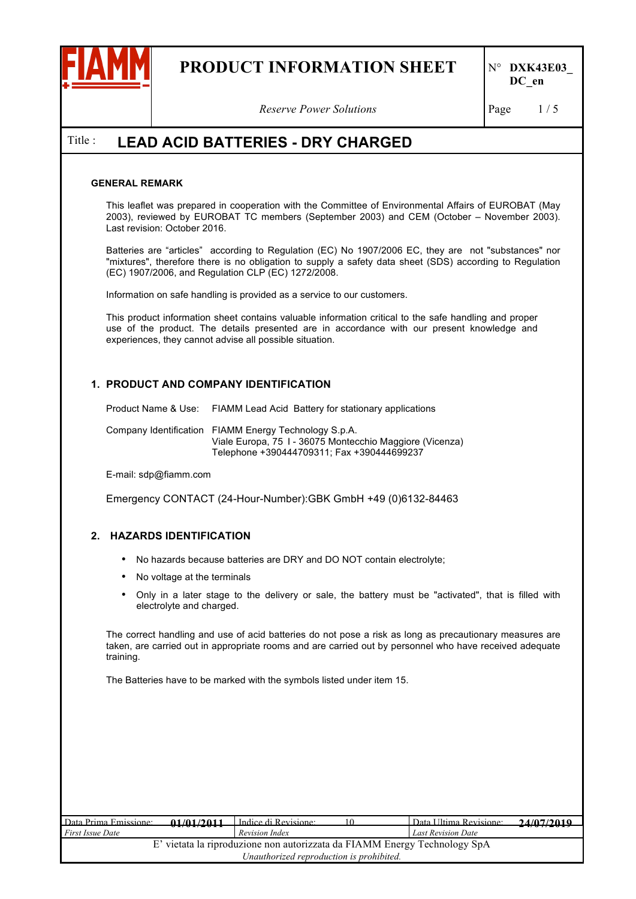# PRODUCT INFORMATION SHEET

N° DXK43E03_DC_en

*Reserve Power Solutions*

## Title : LEAD ACID BATTERIES - DRY CHARGED

**GENERAL REMARK**

This leaflet was prepared in cooperation with the Committee of Environmental Affairs of EUROBAT (May 2003), reviewed by EUROBAT TC members (September 2003) and CEM (October – November 2003). Last revision: October 2016.

Batteries are "articles" according to Regulation (EC) No 1907/2006 EC, they are not "substances" nor "mixtures", therefore there is no obligation to supply a safety data sheet (SDS) according to Regulation (EC) 1907/2006, and Regulation CLP (EC) 1272/2008.

Information on safe handling is provided as a service to our customers.

This product information sheet contains valuable information critical to the safe handling and proper use of the product. The details presented are in accordance with our present knowledge and experiences, they cannot advise all possible situation.

### 1. PRODUCT AND COMPANY IDENTIFICATION

Product Name & Use: FIAMM Lead Acid Battery for stationary applications

Company Identification FIAMM Energy Technology S.p.A.
Viale Europa, 75 I - 36075 Montecchio Maggiore (Vicenza)
Telephone +390444709311; Fax +390444699237

E-mail: sdp@fiamm.com

Emergency CONTACT (24-Hour-Number):GBK GmbH +49 (0)6132-84463

### 2. HAZARDS IDENTIFICATION

- No hazards because batteries are DRY and DO NOT contain electrolyte;
- No voltage at the terminals
- Only in a later stage to the delivery or sale, the battery must be "activated", that is filled with electrolyte and charged.

The correct handling and use of acid batteries do not pose a risk as long as precautionary measures are taken, are carried out in appropriate rooms and are carried out by personnel who have received adequate training.

The Batteries have to be marked with the symbols listed under item 15.

| Data Prima Emissione: *First Issue Date* | 01/01/2011 | Indice di Revisione: *Revision Index* | 10 | Data Ultima Revisione: *Last Revision Date* | 24/07/2019 |
|---|---|---|---|---|---|

E' vietata la riproduzione non autorizzata da FIAMM Energy Technology SpA
*Unauthorized reproduction is prohibited.*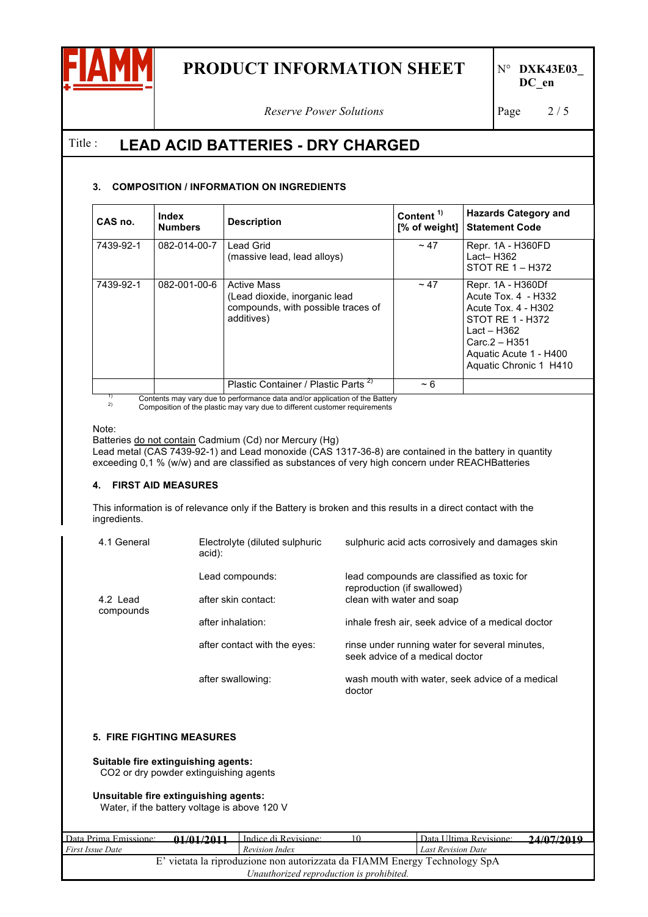## LEAD ACID BATTERIES - DRY CHARGED

### 3. COMPOSITION / INFORMATION ON INGREDIENTS

| CAS no. | Index Numbers | Description | Content [1] [% of weight] | Hazards Category and Statement Code |
|---|---|---|---|---|
| 7439-92-1 | 082-014-00-7 | Lead Grid (massive lead, lead alloys) | ~ 47 | Repr. 1A - H360FD<br>Lact– H362<br>STOT RE 1 – H372 |
| 7439-92-1 | 082-001-00-6 | Active Mass (Lead dioxide, inorganic lead compounds, with possible traces of additives) | ~ 47 | Repr. 1A - H360Df<br>Acute Tox. 4 - H332<br>Acute Tox. 4 - H302<br>STOT RE 1 - H372<br>Lact – H362<br>Carc.2 – H351<br>Aquatic Acute 1 - H400<br>Aquatic Chronic 1 H410 |
| | | Plastic Container / Plastic Parts [2] | ~ 6 | |

[1] Contents may vary due to performance data and/or application of the Battery
[2] Composition of the plastic may vary due to different customer requirements

Note:
Batteries do not contain Cadmium (Cd) nor Mercury (Hg)
Lead metal (CAS 7439-92-1) and Lead monoxide (CAS 1317-36-8) are contained in the battery in quantity exceeding 0,1 % (w/w) and are classified as substances of very high concern under REACHBatteries

### 4. FIRST AID MEASURES

This information is of relevance only if the Battery is broken and this results in a direct contact with the ingredients.

| | | |
|---|---|---|
| 4.1 General | Electrolyte (diluted sulphuric acid): | sulphuric acid acts corrosively and damages skin |
| 4.2 Lead compounds | Lead compounds: | lead compounds are classified as toxic for reproduction (if swallowed) |
| | after skin contact: | clean with water and soap |
| | after inhalation: | inhale fresh air, seek advice of a medical doctor |
| | after contact with the eyes: | rinse under running water for several minutes, seek advice of a medical doctor |
| | after swallowing: | wash mouth with water, seek advice of a medical doctor |

### 5. FIRE FIGHTING MEASURES

**Suitable fire extinguishing agents:**
CO2 or dry powder extinguishing agents

**Unsuitable fire extinguishing agents:**
Water, if the battery voltage is above 120 V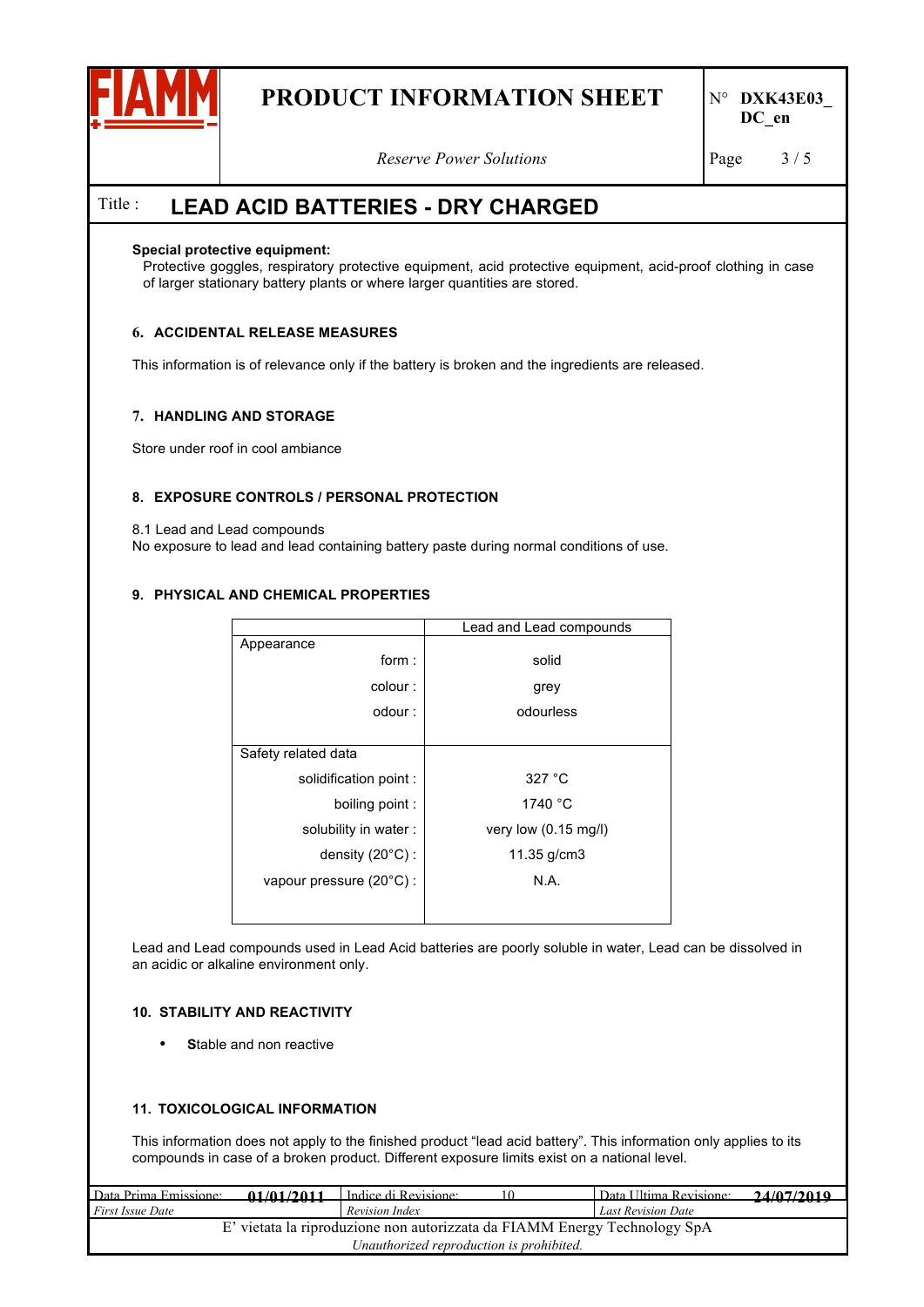**Special protective equipment:**

Protective goggles, respiratory protective equipment, acid protective equipment, acid-proof clothing in case of larger stationary battery plants or where larger quantities are stored.

## 6. ACCIDENTAL RELEASE MEASURES

This information is of relevance only if the battery is broken and the ingredients are released.

## 7. HANDLING AND STORAGE

Store under roof in cool ambiance

## 8. EXPOSURE CONTROLS / PERSONAL PROTECTION

8.1 Lead and Lead compounds
No exposure to lead and lead containing battery paste during normal conditions of use.

## 9. PHYSICAL AND CHEMICAL PROPERTIES

| | Lead and Lead compounds |
|---|---|
| **Appearance** | |
| form : | solid |
| colour : | grey |
| odour : | odourless |
| **Safety related data** | |
| solidification point : | 327 °C |
| boiling point : | 1740 °C |
| solubility in water : | very low (0.15 mg/l) |
| density (20°C) : | 11.35 g/cm3 |
| vapour pressure (20°C) : | N.A. |

Lead and Lead compounds used in Lead Acid batteries are poorly soluble in water, Lead can be dissolved in an acidic or alkaline environment only.

## 10. STABILITY AND REACTIVITY

- **S**table and non reactive

## 11. TOXICOLOGICAL INFORMATION

This information does not apply to the finished product "lead acid battery". This information only applies to its compounds in case of a broken product. Different exposure limits exist on a national level.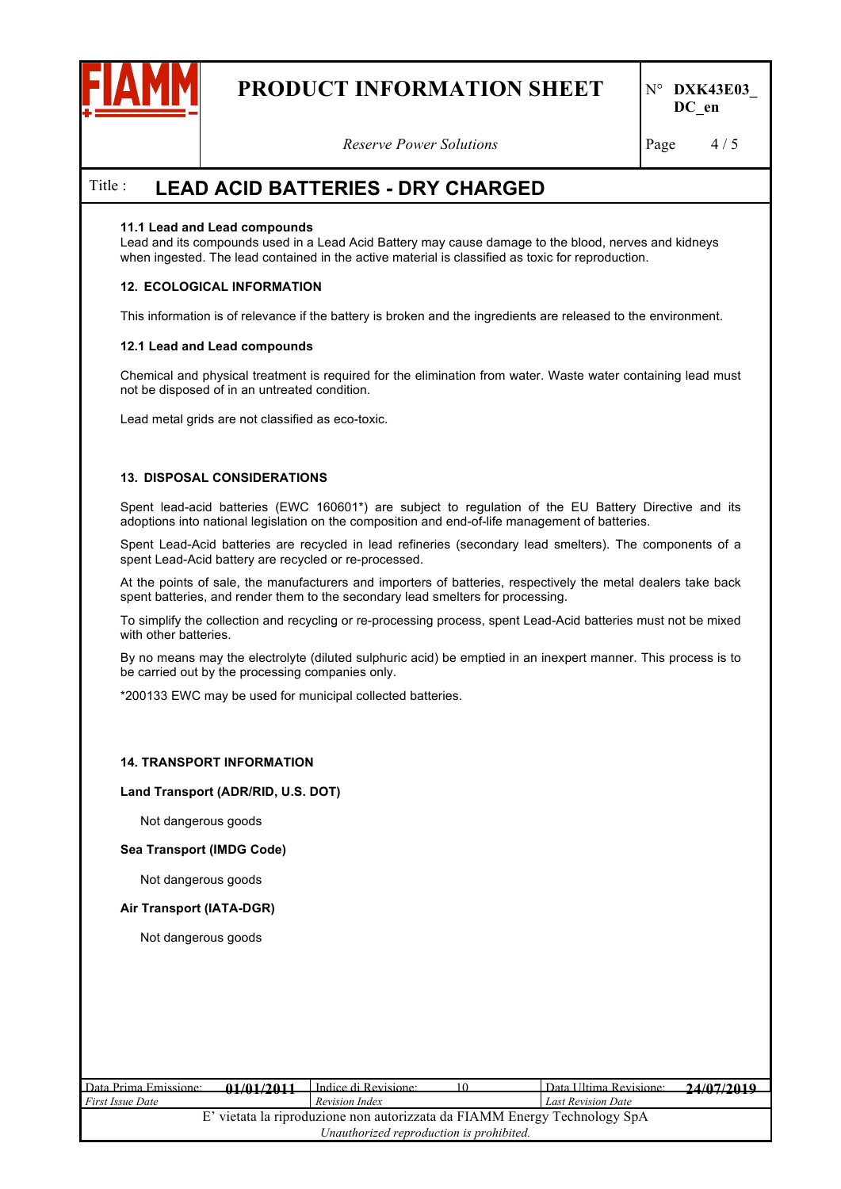#### 11.1 Lead and Lead compounds

Lead and its compounds used in a Lead Acid Battery may cause damage to the blood, nerves and kidneys when ingested. The lead contained in the active material is classified as toxic for reproduction.

### 12. ECOLOGICAL INFORMATION

This information is of relevance if the battery is broken and the ingredients are released to the environment.

#### 12.1 Lead and Lead compounds

Chemical and physical treatment is required for the elimination from water. Waste water containing lead must not be disposed of in an untreated condition.

Lead metal grids are not classified as eco-toxic.

### 13. DISPOSAL CONSIDERATIONS

Spent lead-acid batteries (EWC 160601*) are subject to regulation of the EU Battery Directive and its adoptions into national legislation on the composition and end-of-life management of batteries.

Spent Lead-Acid batteries are recycled in lead refineries (secondary lead smelters). The components of a spent Lead-Acid battery are recycled or re-processed.

At the points of sale, the manufacturers and importers of batteries, respectively the metal dealers take back spent batteries, and render them to the secondary lead smelters for processing.

To simplify the collection and recycling or re-processing process, spent Lead-Acid batteries must not be mixed with other batteries.

By no means may the electrolyte (diluted sulphuric acid) be emptied in an inexpert manner. This process is to be carried out by the processing companies only.

*200133 EWC may be used for municipal collected batteries.

### 14. TRANSPORT INFORMATION

**Land Transport (ADR/RID, U.S. DOT)**

Not dangerous goods

**Sea Transport (IMDG Code)**

Not dangerous goods

**Air Transport (IATA-DGR)**

Not dangerous goods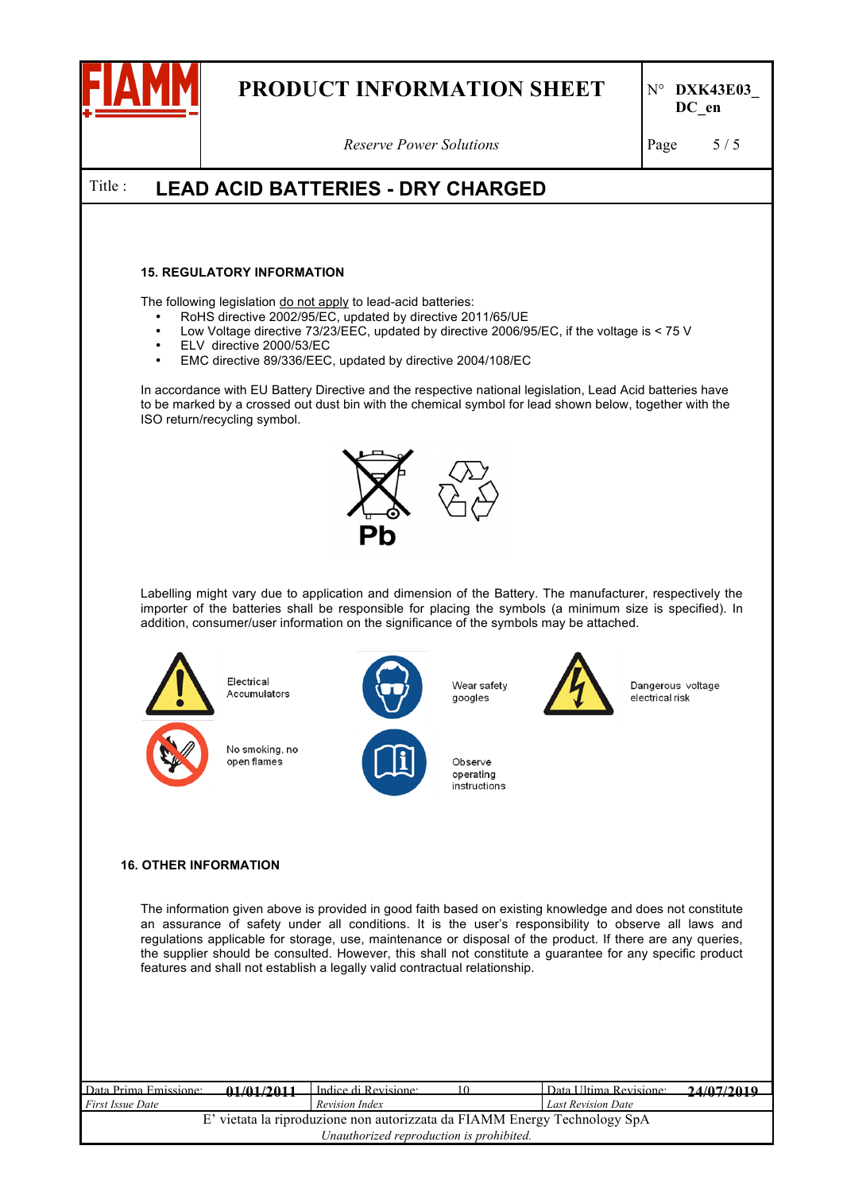## 15. REGULATORY INFORMATION

The following legislation do not apply to lead-acid batteries:

- RoHS directive 2002/95/EC, updated by directive 2011/65/UE
- Low Voltage directive 73/23/EEC, updated by directive 2006/95/EC, if the voltage is < 75 V
- ELV directive 2000/53/EC
- EMC directive 89/336/EEC, updated by directive 2004/108/EC

In accordance with EU Battery Directive and the respective national legislation, Lead Acid batteries have to be marked by a crossed out dust bin with the chemical symbol for lead shown below, together with the ISO return/recycling symbol.

Pb

Labelling might vary due to application and dimension of the Battery. The manufacturer, respectively the importer of the batteries shall be responsible for placing the symbols (a minimum size is specified). In addition, consumer/user information on the significance of the symbols may be attached.

Electrical Accumulators

Wear safety goggles

Dangerous voltage electrical risk

No smoking, no open flames

Observe operating instructions

## 16. OTHER INFORMATION

The information given above is provided in good faith based on existing knowledge and does not constitute an assurance of safety under all conditions. It is the user's responsibility to observe all laws and regulations applicable for storage, use, maintenance or disposal of the product. If there are any queries, the supplier should be consulted. However, this shall not constitute a guarantee for any specific product features and shall not establish a legally valid contractual relationship.